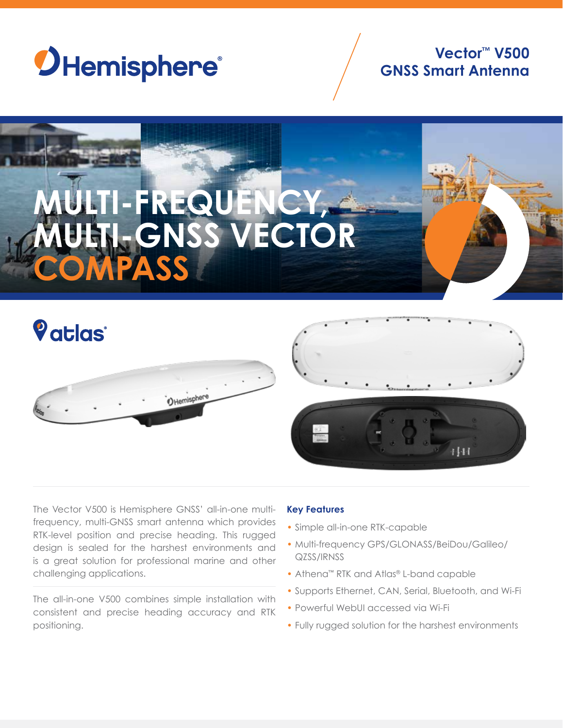Hemisphere®

# Vector™ V500 GNSS Smart Antenna

# MULTI-FREQUENCY, MULTI-GNSS VECTOR COMPASS

atlas®

The Vector V500 is Hemisphere GNSS' all-in-one multi-frequency, multi-GNSS smart antenna which provides RTK-level position and precise heading. This rugged design is sealed for the harshest environments and is a great solution for professional marine and other challenging applications.

The all-in-one V500 combines simple installation with consistent and precise heading accuracy and RTK positioning.

**Key Features**

- Simple all-in-one RTK-capable
- Multi-frequency GPS/GLONASS/BeiDou/Galileo/QZSS/IRNSS
- Athena™ RTK and Atlas® L-band capable
- Supports Ethernet, CAN, Serial, Bluetooth, and Wi-Fi
- Powerful WebUI accessed via Wi-Fi
- Fully rugged solution for the harshest environments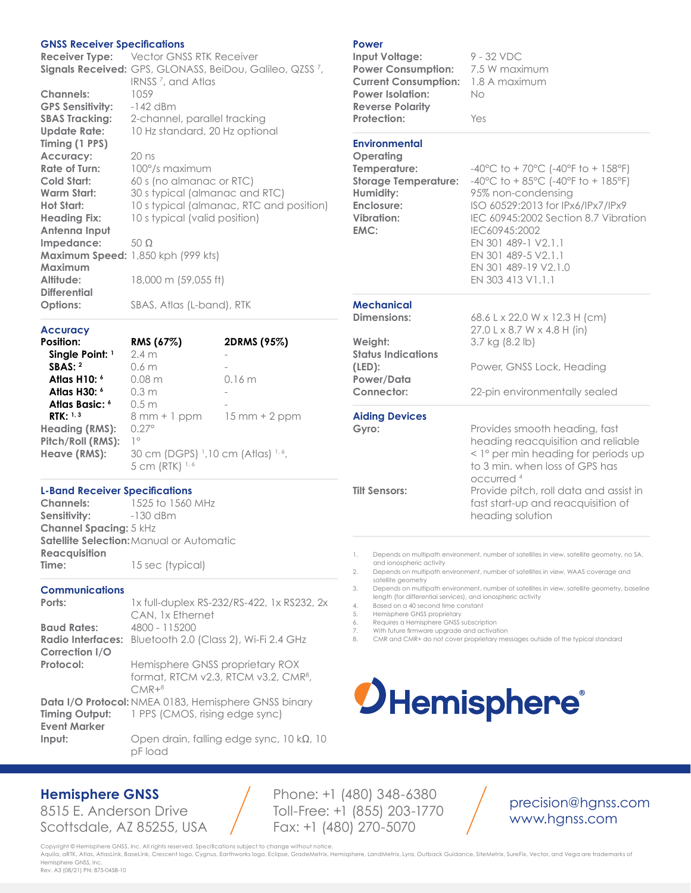## GNSS Receiver Specifications

| | |
|---|---|
| **Receiver Type:** | Vector GNSS RTK Receiver |
| **Signals Received:** | GPS, GLONASS, BeiDou, Galileo, QZSS [7], IRNSS [7], and Atlas |
| **Channels:** | 1059 |
| **GPS Sensitivity:** | -142 dBm |
| **SBAS Tracking:** | 2-channel, parallel tracking |
| **Update Rate:** | 10 Hz standard, 20 Hz optional |
| **Timing (1 PPS) Accuracy:** | 20 ns |
| **Rate of Turn:** | 100°/s maximum |
| **Cold Start:** | 60 s (no almanac or RTC) |
| **Warm Start:** | 30 s typical (almanac and RTC) |
| **Hot Start:** | 10 s typical (almanac, RTC and position) |
| **Heading Fix:** | 10 s typical (valid position) |
| **Antenna Input Impedance:** | 50 Ω |
| **Maximum Speed:** | 1,850 kph (999 kts) |
| **Maximum Altitude:** | 18,000 m (59,055 ft) |
| **Differential Options:** | SBAS, Atlas (L-band), RTK |

## Accuracy

| **Position:** | **RMS (67%)** | **2DRMS (95%)** |
|---|---|---|
| **Single Point:** [1] | 2.4 m | - |
| **SBAS:** [2] | 0.6 m | - |
| **Atlas H10:** [6] | 0.08 m | 0.16 m |
| **Atlas H30:** [6] | 0.3 m | - |
| **Atlas Basic:** [6] | 0.5 m | - |
| **RTK:** [1, 3] | 8 mm + 1 ppm | 15 mm + 2 ppm |
| **Heading (RMS):** | 0.27° | |
| **Pitch/Roll (RMS):** | 1° | |
| **Heave (RMS):** | 30 cm (DGPS) [1], 10 cm (Atlas) [1, 6], 5 cm (RTK) [1, 6] | |

## L-Band Receiver Specifications

| | |
|---|---|
| **Channels:** | 1525 to 1560 MHz |
| **Sensitivity:** | -130 dBm |
| **Channel Spacing:** | 5 kHz |
| **Satellite Selection:** | Manual or Automatic |
| **Reacquisition Time:** | 15 sec (typical) |

## Communications

| | |
|---|---|
| **Ports:** | 1x full-duplex RS-232/RS-422, 1x RS232, 2x CAN, 1x Ethernet |
| **Baud Rates:** | 4800 - 115200 |
| **Radio Interfaces:** | Bluetooth 2.0 (Class 2), Wi-Fi 2.4 GHz |
| **Correction I/O Protocol:** | Hemisphere GNSS proprietary ROX format, RTCM v2.3, RTCM v3.2, CMR[8], CMR+[8] |
| **Data I/O Protocol:** | NMEA 0183, Hemisphere GNSS binary |
| **Timing Output:** | 1 PPS (CMOS, rising edge sync) |
| **Event Marker Input:** | Open drain, falling edge sync, 10 kΩ, 10 pF load |

## Power

| | |
|---|---|
| **Input Voltage:** | 9 - 32 VDC |
| **Power Consumption:** | 7.5 W maximum |
| **Current Consumption:** | 1.8 A maximum |
| **Power Isolation:** | No |
| **Reverse Polarity Protection:** | Yes |

## Environmental

| | |
|---|---|
| **Operating Temperature:** | -40°C to + 70°C (-40°F to + 158°F) |
| **Storage Temperature:** | -40°C to + 85°C (-40°F to + 185°F) |
| **Humidity:** | 95% non-condensing |
| **Enclosure:** | ISO 60529:2013 for IPx6/IPx7/IPx9 |
| **Vibration:** | IEC 60945:2002 Section 8.7 Vibration |
| **EMC:** | IEC60945:2002<br>EN 301 489-1 V2.1.1<br>EN 301 489-5 V2.1.1<br>EN 301 489-19 V2.1.0<br>EN 303 413 V1.1.1 |

## Mechanical

| | |
|---|---|
| **Dimensions:** | 68.6 L x 22.0 W x 12.3 H (cm)<br>27.0 L x 8.7 W x 4.8 H (in) |
| **Weight:** | 3.7 kg (8.2 lb) |
| **Status Indications (LED):** | Power, GNSS Lock, Heading |
| **Power/Data Connector:** | 22-pin environmentally sealed |

## Aiding Devices

| | |
|---|---|
| **Gyro:** | Provides smooth heading, fast heading reacquisition and reliable < 1° per min heading for periods up to 3 min. when loss of GPS has occurred [4] |
| **Tilt Sensors:** | Provide pitch, roll data and assist in fast start-up and reacquisition of heading solution |

1. Depends on multipath environment, number of satellites in view, satellite geometry, no SA, and ionospheric activity
2. Depends on multipath environment, number of satellites in view, WAAS coverage and satellite geometry
3. Depends on multipath environment, number of satellites in view, satellite geometry, baseline length (for differential services), and ionospheric activity
4. Based on a 40 second time constant
5. Hemisphere GNSS proprietary
6. Requires a Hemisphere GNSS subscription
7. With future firmware upgrade and activation
8. CMR and CMR+ do not cover proprietary messages outside of the typical standard

Hemisphere®

**Hemisphere GNSS**
8515 E. Anderson Drive
Scottsdale, AZ 85255, USA

Phone: +1 (480) 348-6380
Toll-Free: +1 (855) 203-1770
Fax: +1 (480) 270-5070

precision@hgnss.com
www.hgnss.com

Copyright © Hemisphere GNSS, Inc. All rights reserved. Specifications subject to change without notice.
Aquila, aRTK, Atlas, AtlasLink, BaseLink, Crescent logo, Cygnus, Earthworks logo, Eclipse, GradeMetrix, Hemisphere, LandMetrix, Lyra, Outback Guidance, SiteMetrix, SureFix, Vector, and Vega are trademarks of Hemisphere GNSS, Inc.
Rev. A3 (08/21) PN: 875-0458-10